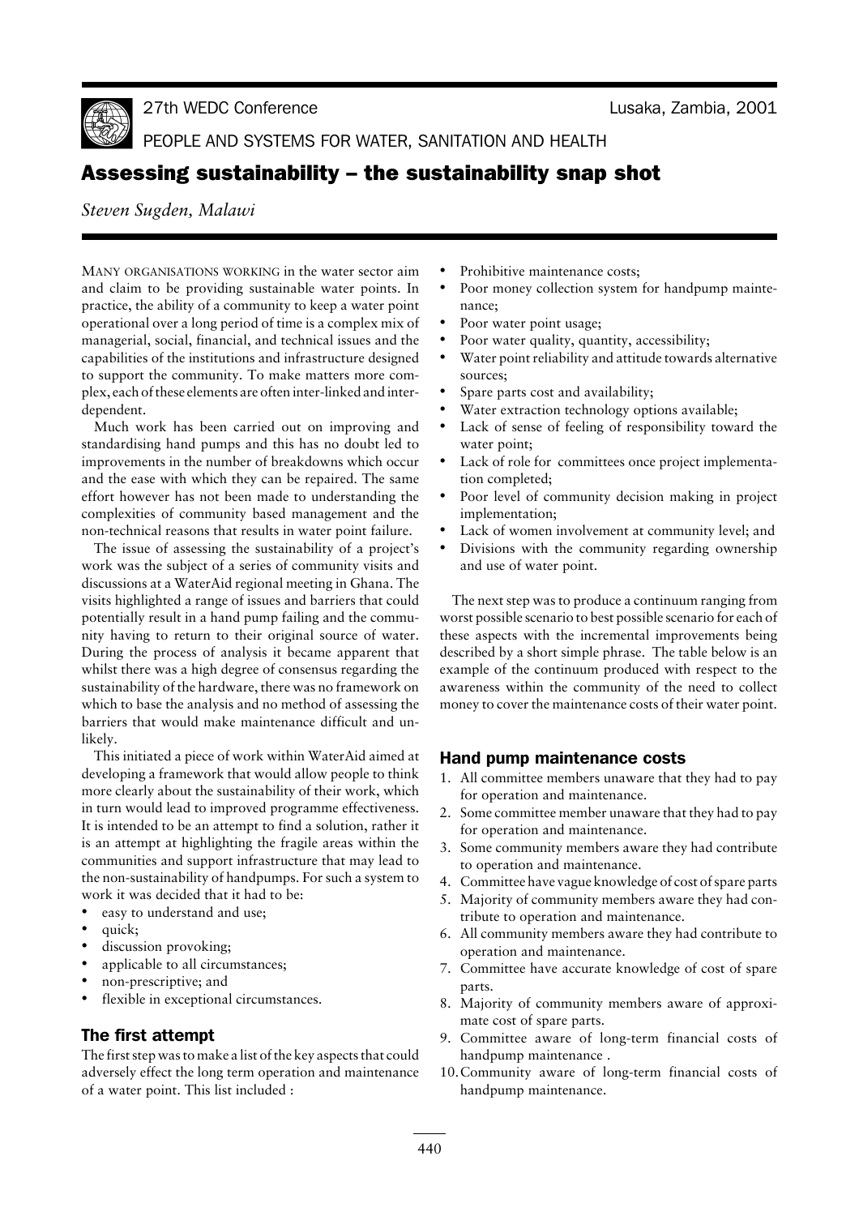27th WEDC Conference

PEOPLE AND SYSTEMS FOR WATER, SANITATION AND HEALTH

Lusaka, Zambia, 2001

# Assessing sustainability – the sustainability snap shot

*Steven Sugden, Malawi*

MANY ORGANISATIONS WORKING in the water sector aim and claim to be providing sustainable water points. In practice, the ability of a community to keep a water point operational over a long period of time is a complex mix of managerial, social, financial, and technical issues and the capabilities of the institutions and infrastructure designed to support the community. To make matters more complex, each of these elements are often inter-linked and interdependent.

Much work has been carried out on improving and standardising hand pumps and this has no doubt led to improvements in the number of breakdowns which occur and the ease with which they can be repaired. The same effort however has not been made to understanding the complexities of community based management and the non-technical reasons that results in water point failure.

The issue of assessing the sustainability of a project's work was the subject of a series of community visits and discussions at a WaterAid regional meeting in Ghana. The visits highlighted a range of issues and barriers that could potentially result in a hand pump failing and the community having to return to their original source of water. During the process of analysis it became apparent that whilst there was a high degree of consensus regarding the sustainability of the hardware, there was no framework on which to base the analysis and no method of assessing the barriers that would make maintenance difficult and unlikely.

This initiated a piece of work within WaterAid aimed at developing a framework that would allow people to think more clearly about the sustainability of their work, which in turn would lead to improved programme effectiveness. It is intended to be an attempt to find a solution, rather it is an attempt at highlighting the fragile areas within the communities and support infrastructure that may lead to the non-sustainability of handpumps. For such a system to work it was decided that it had to be:

- easy to understand and use;
- quick;
- discussion provoking;
- applicable to all circumstances;
- non-prescriptive; and
- flexible in exceptional circumstances.

## The first attempt

The first step was to make a list of the key aspects that could adversely effect the long term operation and maintenance of a water point. This list included :

- Prohibitive maintenance costs;
- Poor money collection system for handpump maintenance;
- Poor water point usage;
- Poor water quality, quantity, accessibility;
- Water point reliability and attitude towards alternative sources;
- Spare parts cost and availability;
- Water extraction technology options available;
- Lack of sense of feeling of responsibility toward the water point;
- Lack of role for committees once project implementation completed;
- Poor level of community decision making in project implementation;
- Lack of women involvement at community level; and
- Divisions with the community regarding ownership and use of water point.

The next step was to produce a continuum ranging from worst possible scenario to best possible scenario for each of these aspects with the incremental improvements being described by a short simple phrase. The table below is an example of the continuum produced with respect to the awareness within the community of the need to collect money to cover the maintenance costs of their water point.

### Hand pump maintenance costs

1. All committee members unaware that they had to pay for operation and maintenance.
2. Some committee member unaware that they had to pay for operation and maintenance.
3. Some community members aware they had contribute to operation and maintenance.
4. Committee have vague knowledge of cost of spare parts
5. Majority of community members aware they had contribute to operation and maintenance.
6. All community members aware they had contribute to operation and maintenance.
7. Committee have accurate knowledge of cost of spare parts.
8. Majority of community members aware of approximate cost of spare parts.
9. Committee aware of long-term financial costs of handpump maintenance .
10. Community aware of long-term financial costs of handpump maintenance.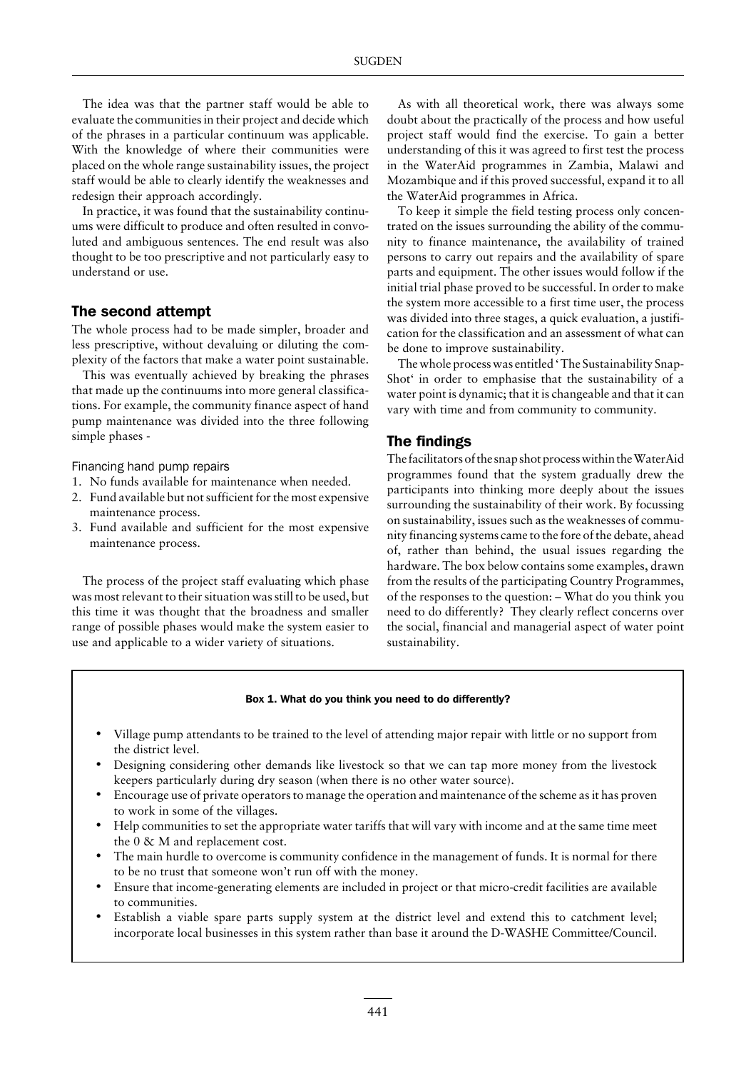The idea was that the partner staff would be able to evaluate the communities in their project and decide which of the phrases in a particular continuum was applicable. With the knowledge of where their communities were placed on the whole range sustainability issues, the project staff would be able to clearly identify the weaknesses and redesign their approach accordingly.

In practice, it was found that the sustainability continuums were difficult to produce and often resulted in convoluted and ambiguous sentences. The end result was also thought to be too prescriptive and not particularly easy to understand or use.

## The second attempt

The whole process had to be made simpler, broader and less prescriptive, without devaluing or diluting the complexity of the factors that make a water point sustainable.

This was eventually achieved by breaking the phrases that made up the continuums into more general classifications. For example, the community finance aspect of hand pump maintenance was divided into the three following simple phases -

Financing hand pump repairs

1. No funds available for maintenance when needed.
2. Fund available but not sufficient for the most expensive maintenance process.
3. Fund available and sufficient for the most expensive maintenance process.

The process of the project staff evaluating which phase was most relevant to their situation was still to be used, but this time it was thought that the broadness and smaller range of possible phases would make the system easier to use and applicable to a wider variety of situations.

As with all theoretical work, there was always some doubt about the practically of the process and how useful project staff would find the exercise. To gain a better understanding of this it was agreed to first test the process in the WaterAid programmes in Zambia, Malawi and Mozambique and if this proved successful, expand it to all the WaterAid programmes in Africa.

To keep it simple the field testing process only concentrated on the issues surrounding the ability of the community to finance maintenance, the availability of trained persons to carry out repairs and the availability of spare parts and equipment. The other issues would follow if the initial trial phase proved to be successful. In order to make the system more accessible to a first time user, the process was divided into three stages, a quick evaluation, a justification for the classification and an assessment of what can be done to improve sustainability.

The whole process was entitled 'The Sustainability Snap-Shot' in order to emphasise that the sustainability of a water point is dynamic; that it is changeable and that it can vary with time and from community to community.

## The findings

The facilitators of the snap shot process within the WaterAid programmes found that the system gradually drew the participants into thinking more deeply about the issues surrounding the sustainability of their work. By focussing on sustainability, issues such as the weaknesses of community financing systems came to the fore of the debate, ahead of, rather than behind, the usual issues regarding the hardware. The box below contains some examples, drawn from the results of the participating Country Programmes, of the responses to the question: – What do you think you need to do differently? They clearly reflect concerns over the social, financial and managerial aspect of water point sustainability.

**Box 1. What do you think you need to do differently?**

- Village pump attendants to be trained to the level of attending major repair with little or no support from the district level.
- Designing considering other demands like livestock so that we can tap more money from the livestock keepers particularly during dry season (when there is no other water source).
- Encourage use of private operators to manage the operation and maintenance of the scheme as it has proven to work in some of the villages.
- Help communities to set the appropriate water tariffs that will vary with income and at the same time meet the 0 & M and replacement cost.
- The main hurdle to overcome is community confidence in the management of funds. It is normal for there to be no trust that someone won't run off with the money.
- Ensure that income-generating elements are included in project or that micro-credit facilities are available to communities.
- Establish a viable spare parts supply system at the district level and extend this to catchment level; incorporate local businesses in this system rather than base it around the D-WASHE Committee/Council.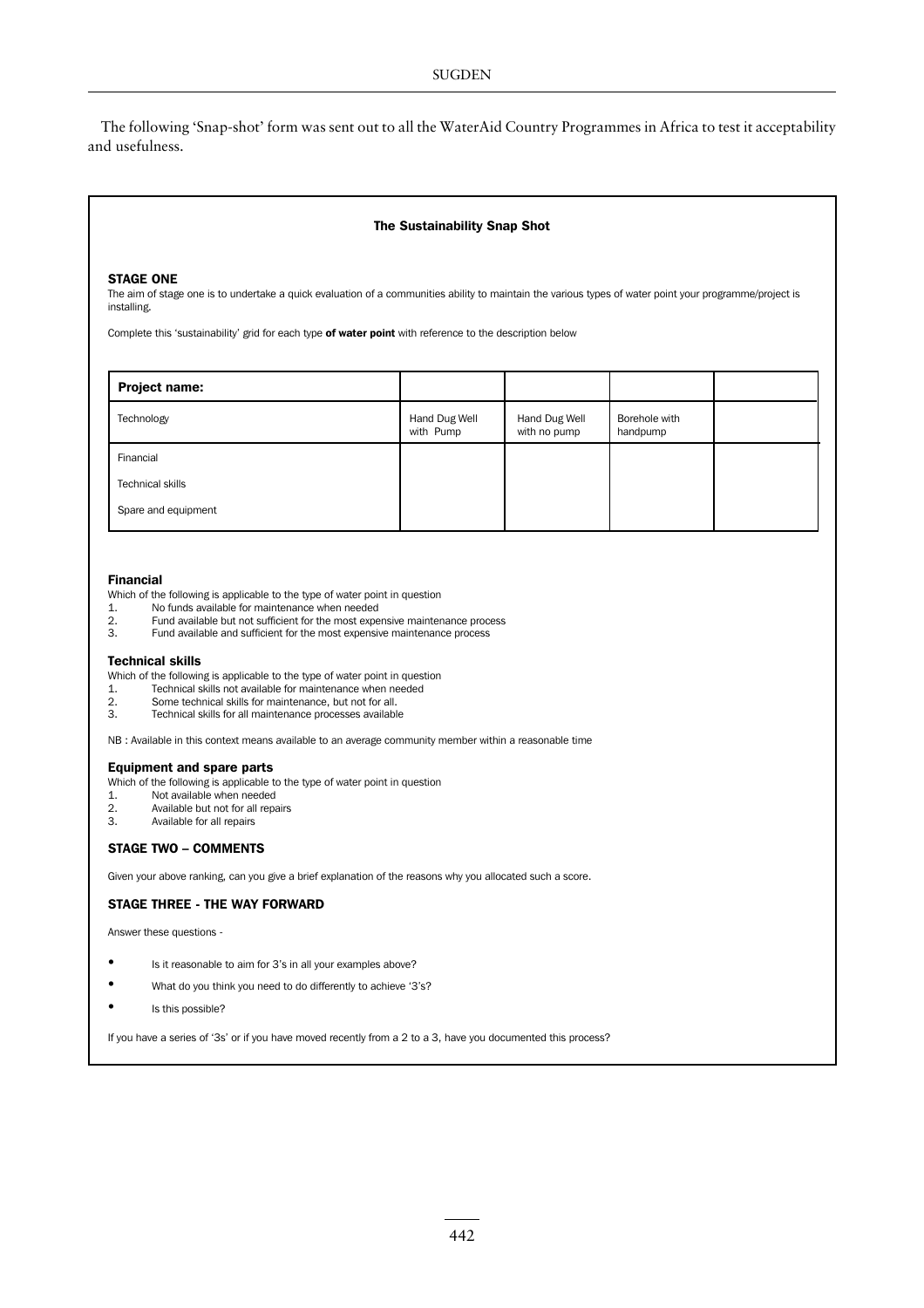The following 'Snap-shot' form was sent out to all the WaterAid Country Programmes in Africa to test it acceptability and usefulness.

## The Sustainability Snap Shot

### STAGE ONE

The aim of stage one is to undertake a quick evaluation of a communities ability to maintain the various types of water point your programme/project is installing.

Complete this 'sustainability' grid for each type **of water point** with reference to the description below

| **Project name:** | | | | |
|---|---|---|---|---|
| Technology | Hand Dug Well with Pump | Hand Dug Well with no pump | Borehole with handpump | |
| Financial<br>Technical skills<br>Spare and equipment | | | | |

#### Financial

Which of the following is applicable to the type of water point in question

1. No funds available for maintenance when needed
2. Fund available but not sufficient for the most expensive maintenance process
3. Fund available and sufficient for the most expensive maintenance process

#### Technical skills

Which of the following is applicable to the type of water point in question

1. Technical skills not available for maintenance when needed
2. Some technical skills for maintenance, but not for all.
3. Technical skills for all maintenance processes available

NB : Available in this context means available to an average community member within a reasonable time

#### Equipment and spare parts

Which of the following is applicable to the type of water point in question

1. Not available when needed
2. Available but not for all repairs
3. Available for all repairs

### STAGE TWO – COMMENTS

Given your above ranking, can you give a brief explanation of the reasons why you allocated such a score.

### STAGE THREE - THE WAY FORWARD

Answer these questions -

- Is it reasonable to aim for 3's in all your examples above?
- What do you think you need to do differently to achieve '3's?
- Is this possible?

If you have a series of '3s' or if you have moved recently from a 2 to a 3, have you documented this process?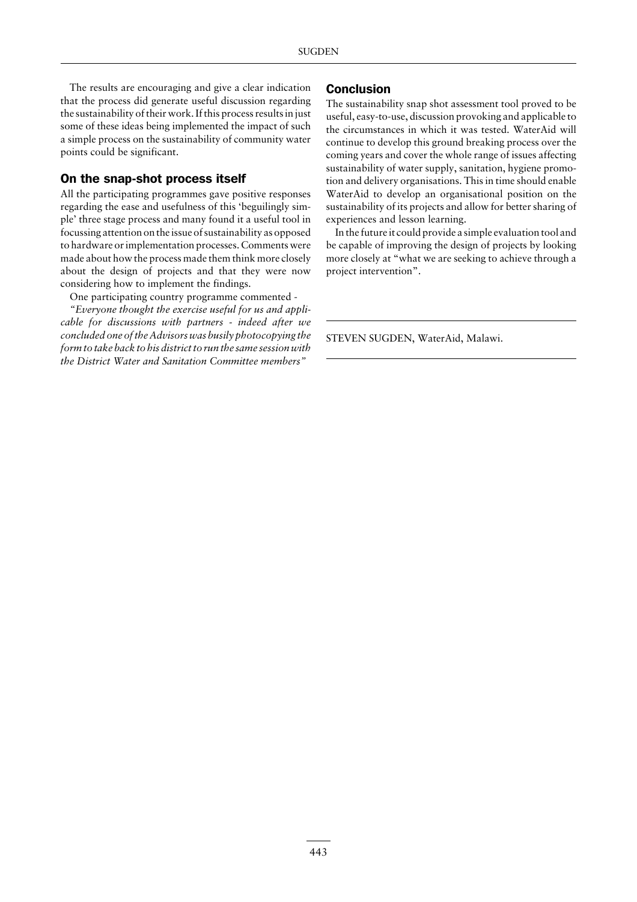The results are encouraging and give a clear indication that the process did generate useful discussion regarding the sustainability of their work. If this process results in just some of these ideas being implemented the impact of such a simple process on the sustainability of community water points could be significant.

## On the snap-shot process itself

All the participating programmes gave positive responses regarding the ease and usefulness of this 'beguilingly simple' three stage process and many found it a useful tool in focussing attention on the issue of sustainability as opposed to hardware or implementation processes. Comments were made about how the process made them think more closely about the design of projects and that they were now considering how to implement the findings.

One participating country programme commented -

*"Everyone thought the exercise useful for us and applicable for discussions with partners - indeed after we concluded one of the Advisors was busily photocopying the form to take back to his district to run the same session with the District Water and Sanitation Committee members"*

## Conclusion

The sustainability snap shot assessment tool proved to be useful, easy-to-use, discussion provoking and applicable to the circumstances in which it was tested. WaterAid will continue to develop this ground breaking process over the coming years and cover the whole range of issues affecting sustainability of water supply, sanitation, hygiene promotion and delivery organisations. This in time should enable WaterAid to develop an organisational position on the sustainability of its projects and allow for better sharing of experiences and lesson learning.

In the future it could provide a simple evaluation tool and be capable of improving the design of projects by looking more closely at "what we are seeking to achieve through a project intervention".

STEVEN SUGDEN, WaterAid, Malawi.